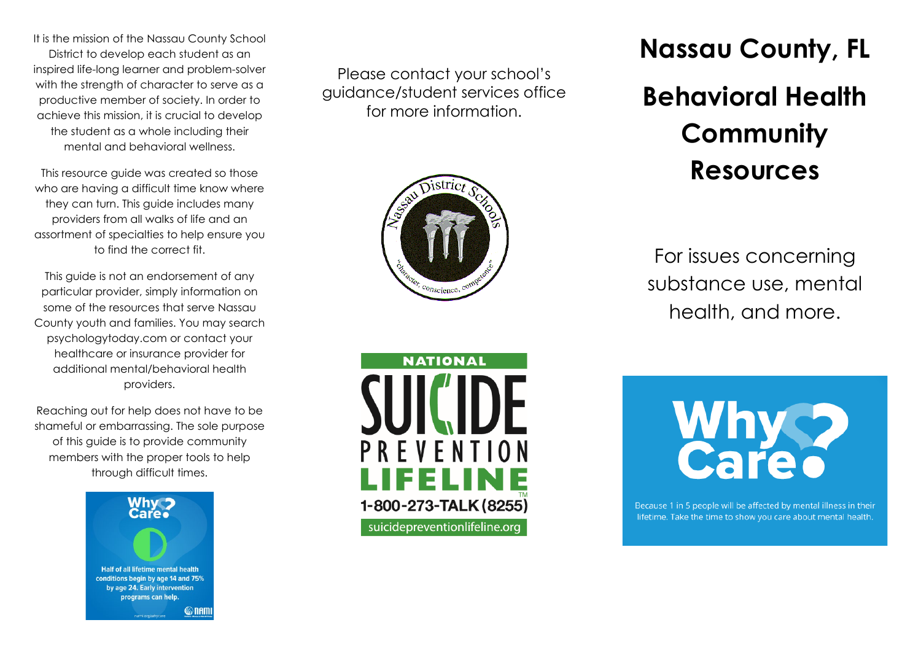# Nassau County, FL

# Behavioral Health Community Resources

For issues concerning substance use, mental health, and more.

Why Care?

Because 1 in 5 people will be affected by mental illness in their lifetime. Take the time to show you care about mental health.

It is the mission of the Nassau County School District to develop each student as an inspired life-long learner and problem-solver with the strength of character to serve as a productive member of society. In order to achieve this mission, it is crucial to develop the student as a whole including their mental and behavioral wellness.

This resource guide was created so those who are having a difficult time know where they can turn. This guide includes many providers from all walks of life and an assortment of specialties to help ensure you to find the correct fit.

This guide is not an endorsement of any particular provider, simply information on some of the resources that serve Nassau County youth and families. You may search psychologytoday.com or contact your healthcare or insurance provider for additional mental/behavioral health providers.

Reaching out for help does not have to be shameful or embarrassing. The sole purpose of this guide is to provide community members with the proper tools to help through difficult times.

Why Care?

Half of all lifetime mental health conditions begin by age 14 and 75% by age 24. Early intervention programs can help.

nami.org/whycare

NAMI

Please contact your school's guidance/student services office for more information.

Nassau District Schools

"character, conscience, competence"

NATIONAL SUICIDE PREVENTION LIFELINE™

1-800-273-TALK (8255)

suicidepreventionlifeline.org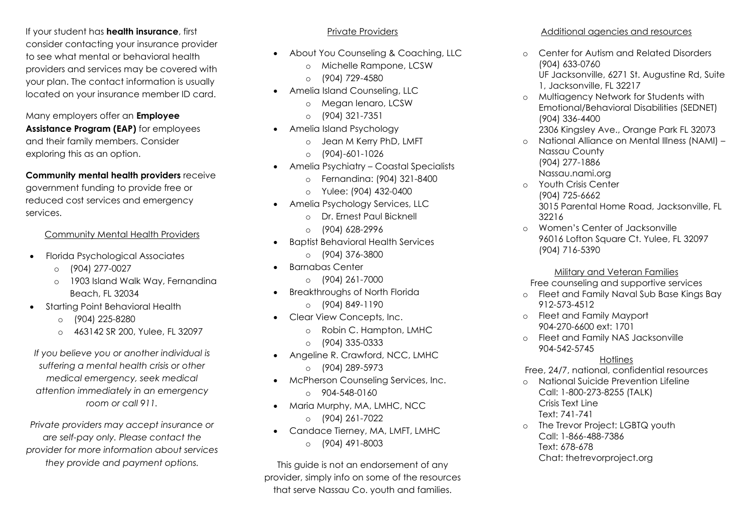If your student has **health insurance**, first consider contacting your insurance provider to see what mental or behavioral health providers and services may be covered with your plan. The contact information is usually located on your insurance member ID card.

Many employers offer an **Employee Assistance Program (EAP)** for employees and their family members. Consider exploring this as an option.

**Community mental health providers** receive government funding to provide free or reduced cost services and emergency services.

## Community Mental Health Providers

- Florida Psychological Associates
  - (904) 277-0027
  - 1903 Island Walk Way, Fernandina Beach, FL 32034
- Starting Point Behavioral Health
  - (904) 225-8280
  - 463142 SR 200, Yulee, FL 32097

*If you believe you or another individual is suffering a mental health crisis or other medical emergency, seek medical attention immediately in an emergency room or call 911.*

*Private providers may accept insurance or are self-pay only. Please contact the provider for more information about services they provide and payment options.*

## Private Providers

- About You Counseling & Coaching, LLC
  - Michelle Rampone, LCSW
  - (904) 729-4580
- Amelia Island Counseling, LLC
  - Megan Ienaro, LCSW
  - (904) 321-7351
- Amelia Island Psychology
  - Jean M Kerry PhD, LMFT
  - (904)-601-1026
- Amelia Psychiatry – Coastal Specialists
  - Fernandina: (904) 321-8400
  - Yulee: (904) 432-0400
- Amelia Psychology Services, LLC
  - Dr. Ernest Paul Bicknell
  - (904) 628-2996
- Baptist Behavioral Health Services
  - (904) 376-3800
- Barnabas Center
  - (904) 261-7000
- Breakthroughs of North Florida
  - (904) 849-1190
- Clear View Concepts, Inc.
  - Robin C. Hampton, LMHC
  - (904) 335-0333
- Angeline R. Crawford, NCC, LMHC
  - (904) 289-5973
- McPherson Counseling Services, Inc.
  - 904-548-0160
- Maria Murphy, MA, LMHC, NCC
  - (904) 261-7022
- Candace Tierney, MA, LMFT, LMHC
  - (904) 491-8003

This guide is not an endorsement of any provider, simply info on some of the resources that serve Nassau Co. youth and families.

## Additional agencies and resources

- Center for Autism and Related Disorders
  (904) 633-0760
  UF Jacksonville, 6271 St. Augustine Rd, Suite 1, Jacksonville, FL 32217
- Multiagency Network for Students with Emotional/Behavioral Disabilities (SEDNET)
  (904) 336-4400
  2306 Kingsley Ave., Orange Park FL 32073
- National Alliance on Mental Illness (NAMI) – Nassau County
  (904) 277-1886
  Nassau.nami.org
- Youth Crisis Center
  (904) 725-6662
  3015 Parental Home Road, Jacksonville, FL 32216
- Women's Center of Jacksonville
  96016 Lofton Square Ct. Yulee, FL 32097
  (904) 716-5390

## Military and Veteran Families

Free counseling and supportive services

- Fleet and Family Naval Sub Base Kings Bay
  912-573-4512
- Fleet and Family Mayport
  904-270-6600 ext: 1701
- Fleet and Family NAS Jacksonville
  904-542-5745

## Hotlines

Free, 24/7, national, confidential resources

- National Suicide Prevention Lifeline
  Call: 1-800-273-8255 (TALK)
  Crisis Text Line
  Text: 741-741
- The Trevor Project: LGBTQ youth
  Call: 1-866-488-7386
  Text: 678-678
  Chat: thetrevorproject.org